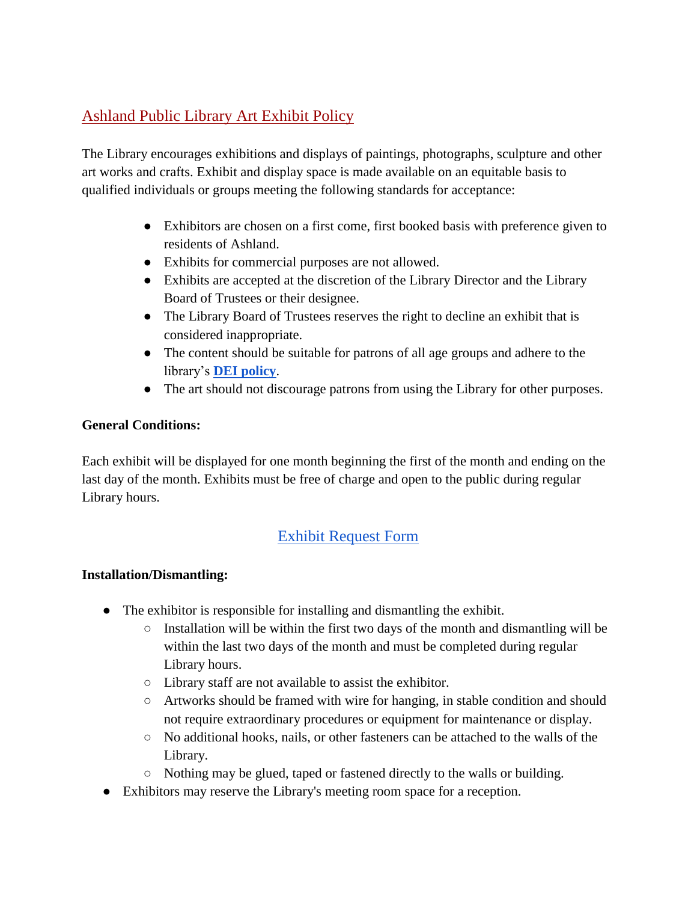# Ashland Public Library Art Exhibit Policy

The Library encourages exhibitions and displays of paintings, photographs, sculpture and other art works and crafts. Exhibit and display space is made available on an equitable basis to qualified individuals or groups meeting the following standards for acceptance:

- Exhibitors are chosen on a first come, first booked basis with preference given to residents of Ashland.
- Exhibits for commercial purposes are not allowed.
- Exhibits are accepted at the discretion of the Library Director and the Library Board of Trustees or their designee.
- The Library Board of Trustees reserves the right to decline an exhibit that is considered inappropriate.
- The content should be suitable for patrons of all age groups and adhere to the library's **DEI policy**.
- The art should not discourage patrons from using the Library for other purposes.

**General Conditions:**

Each exhibit will be displayed for one month beginning the first of the month and ending on the last day of the month. Exhibits must be free of charge and open to the public during regular Library hours.

Exhibit Request Form

**Installation/Dismantling:**

- The exhibitor is responsible for installing and dismantling the exhibit.
  - Installation will be within the first two days of the month and dismantling will be within the last two days of the month and must be completed during regular Library hours.
  - Library staff are not available to assist the exhibitor.
  - Artworks should be framed with wire for hanging, in stable condition and should not require extraordinary procedures or equipment for maintenance or display.
  - No additional hooks, nails, or other fasteners can be attached to the walls of the Library.
  - Nothing may be glued, taped or fastened directly to the walls or building.
- Exhibitors may reserve the Library's meeting room space for a reception.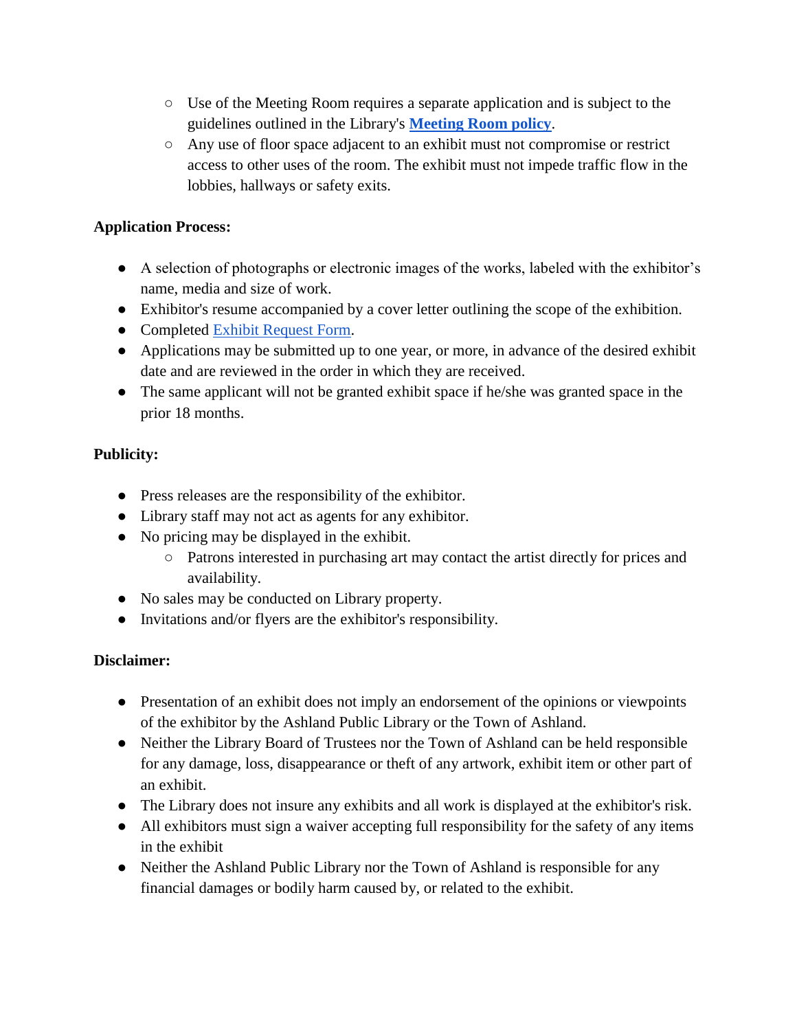- Use of the Meeting Room requires a separate application and is subject to the guidelines outlined in the Library's **[Meeting Room policy](#)**.
  - Any use of floor space adjacent to an exhibit must not compromise or restrict access to other uses of the room. The exhibit must not impede traffic flow in the lobbies, hallways or safety exits.

**Application Process:**

- A selection of photographs or electronic images of the works, labeled with the exhibitor's name, media and size of work.
- Exhibitor's resume accompanied by a cover letter outlining the scope of the exhibition.
- Completed [Exhibit Request Form](#).
- Applications may be submitted up to one year, or more, in advance of the desired exhibit date and are reviewed in the order in which they are received.
- The same applicant will not be granted exhibit space if he/she was granted space in the prior 18 months.

**Publicity:**

- Press releases are the responsibility of the exhibitor.
- Library staff may not act as agents for any exhibitor.
- No pricing may be displayed in the exhibit.
  - Patrons interested in purchasing art may contact the artist directly for prices and availability.
- No sales may be conducted on Library property.
- Invitations and/or flyers are the exhibitor's responsibility.

**Disclaimer:**

- Presentation of an exhibit does not imply an endorsement of the opinions or viewpoints of the exhibitor by the Ashland Public Library or the Town of Ashland.
- Neither the Library Board of Trustees nor the Town of Ashland can be held responsible for any damage, loss, disappearance or theft of any artwork, exhibit item or other part of an exhibit.
- The Library does not insure any exhibits and all work is displayed at the exhibitor's risk.
- All exhibitors must sign a waiver accepting full responsibility for the safety of any items in the exhibit
- Neither the Ashland Public Library nor the Town of Ashland is responsible for any financial damages or bodily harm caused by, or related to the exhibit.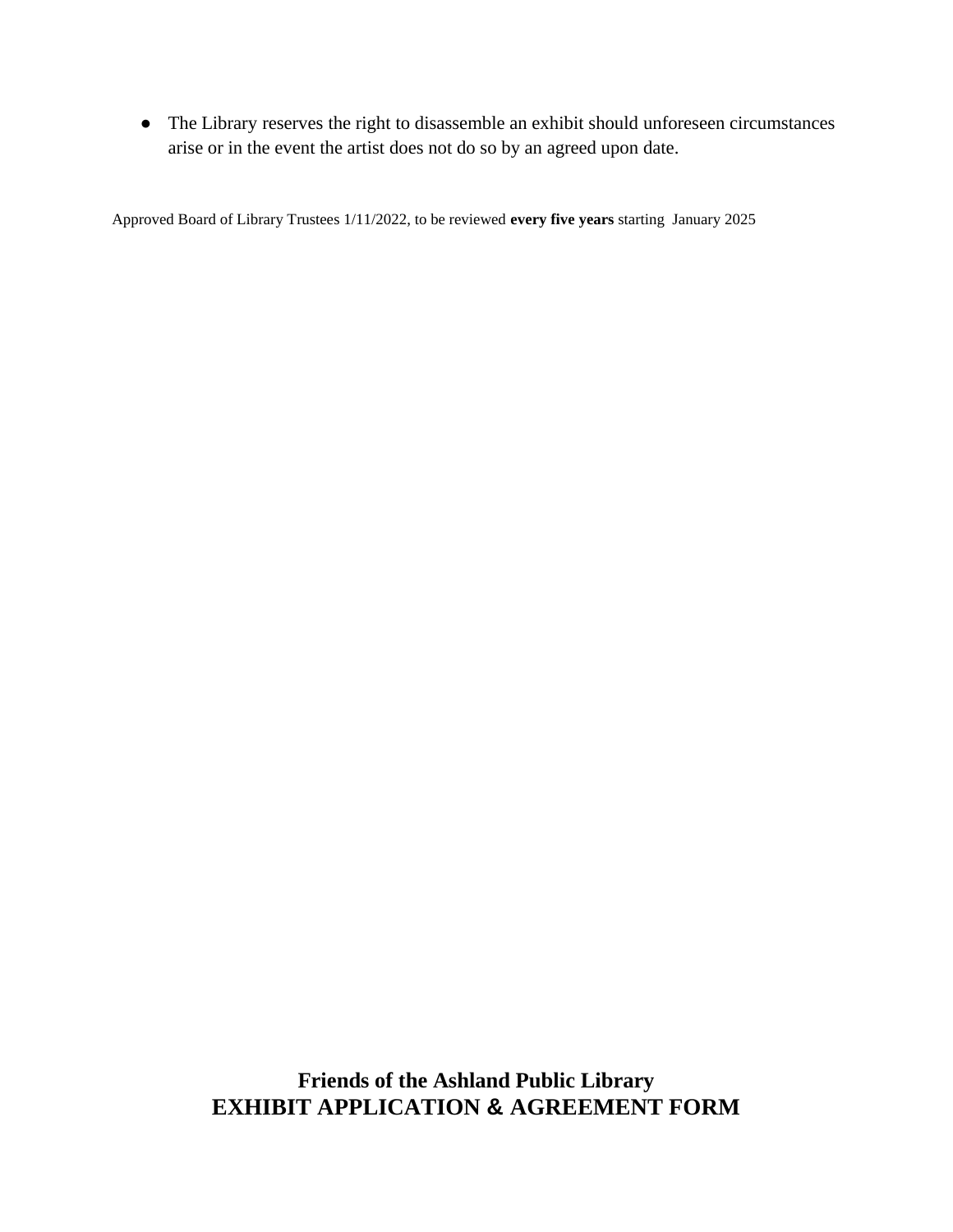- The Library reserves the right to disassemble an exhibit should unforeseen circumstances arise or in the event the artist does not do so by an agreed upon date.

Approved Board of Library Trustees 1/11/2022, to be reviewed **every five years** starting January 2025

# Friends of the Ashland Public Library
# EXHIBIT APPLICATION & AGREEMENT FORM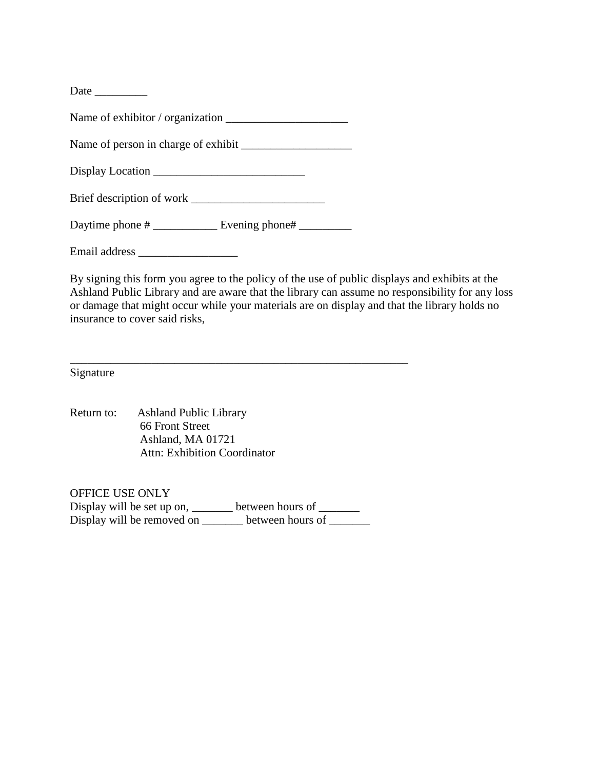Date _________

Name of exhibitor / organization _____________________

Name of person in charge of exhibit ___________________

Display Location __________________________

Brief description of work _______________________

Daytime phone # ___________ Evening phone# _________

Email address _________________

By signing this form you agree to the policy of the use of public displays and exhibits at the Ashland Public Library and are aware that the library can assume no responsibility for any loss or damage that might occur while your materials are on display and that the library holds no insurance to cover said risks,

___________________________________________________________

Signature

Return to: Ashland Public Library
66 Front Street
Ashland, MA 01721
Attn: Exhibition Coordinator

OFFICE USE ONLY
Display will be set up on, _______ between hours of _______
Display will be removed on _______ between hours of _______